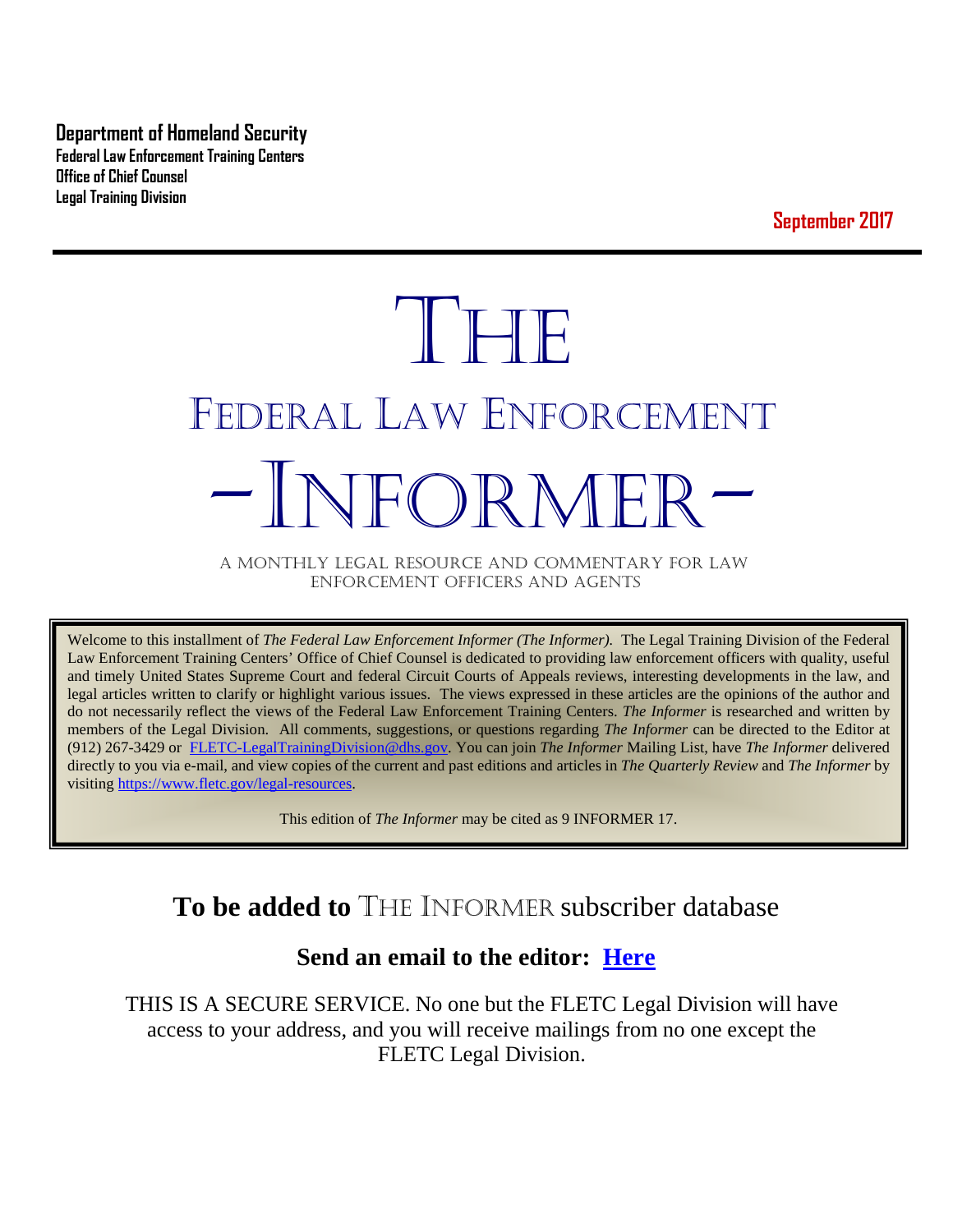**Department of Homeland Security**
**Federal Law Enforcement Training Centers**
**Office of Chief Counsel**
**Legal Training Division**

**September 2017**

# THE
# FEDERAL LAW ENFORCEMENT
# -INFORMER-

A MONTHLY LEGAL RESOURCE AND COMMENTARY FOR LAW ENFORCEMENT OFFICERS AND AGENTS

Welcome to this installment of *The Federal Law Enforcement Informer (The Informer).* The Legal Training Division of the Federal Law Enforcement Training Centers' Office of Chief Counsel is dedicated to providing law enforcement officers with quality, useful and timely United States Supreme Court and federal Circuit Courts of Appeals reviews, interesting developments in the law, and legal articles written to clarify or highlight various issues. The views expressed in these articles are the opinions of the author and do not necessarily reflect the views of the Federal Law Enforcement Training Centers. *The Informer* is researched and written by members of the Legal Division. All comments, suggestions, or questions regarding *The Informer* can be directed to the Editor at (912) 267-3429 or [FLETC-LegalTrainingDivision@dhs.gov](mailto:FLETC-LegalTrainingDivision@dhs.gov). You can join *The Informer* Mailing List, have *The Informer* delivered directly to you via e-mail, and view copies of the current and past editions and articles in *The Quarterly Review* and *The Informer* by visiting [https://www.fletc.gov/legal-resources](https://www.fletc.gov/legal-resources).

This edition of *The Informer* may be cited as 9 INFORMER 17.

## To be added to THE INFORMER subscriber database

### Send an email to the editor: [Here]()

THIS IS A SECURE SERVICE. No one but the FLETC Legal Division will have access to your address, and you will receive mailings from no one except the FLETC Legal Division.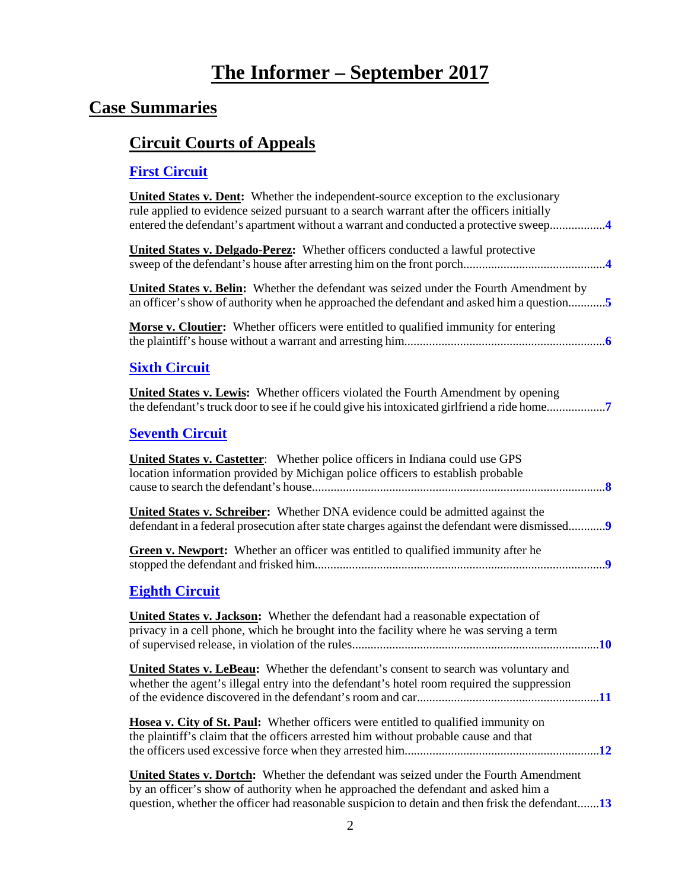# The Informer – September 2017

## Case Summaries

### Circuit Courts of Appeals

#### First Circuit

**United States v. Dent:** Whether the independent-source exception to the exclusionary rule applied to evidence seized pursuant to a search warrant after the officers initially entered the defendant's apartment without a warrant and conducted a protective sweep..................4

**United States v. Delgado-Perez:** Whether officers conducted a lawful protective sweep of the defendant's house after arresting him on the front porch.............................................4

**United States v. Belin:** Whether the defendant was seized under the Fourth Amendment by an officer's show of authority when he approached the defendant and asked him a question............5

**Morse v. Cloutier:** Whether officers were entitled to qualified immunity for entering the plaintiff's house without a warrant and arresting him................................................................6

#### Sixth Circuit

**United States v. Lewis:** Whether officers violated the Fourth Amendment by opening the defendant's truck door to see if he could give his intoxicated girlfriend a ride home..................7

#### Seventh Circuit

**United States v. Castetter**: Whether police officers in Indiana could use GPS location information provided by Michigan police officers to establish probable cause to search the defendant's house..............................................................................................8

**United States v. Schreiber:** Whether DNA evidence could be admitted against the defendant in a federal prosecution after state charges against the defendant were dismissed............9

**Green v. Newport:** Whether an officer was entitled to qualified immunity after he stopped the defendant and frisked him.............................................................................................9

#### Eighth Circuit

**United States v. Jackson:** Whether the defendant had a reasonable expectation of privacy in a cell phone, which he brought into the facility where he was serving a term of supervised release, in violation of the rules...............................................................................10

**United States v. LeBeau:** Whether the defendant's consent to search was voluntary and whether the agent's illegal entry into the defendant's hotel room required the suppression of the evidence discovered in the defendant's room and car..........................................................11

**Hosea v. City of St. Paul:** Whether officers were entitled to qualified immunity on the plaintiff's claim that the officers arrested him without probable cause and that the officers used excessive force when they arrested him..............................................................12

**United States v. Dortch:** Whether the defendant was seized under the Fourth Amendment by an officer's show of authority when he approached the defendant and asked him a question, whether the officer had reasonable suspicion to detain and then frisk the defendant.......13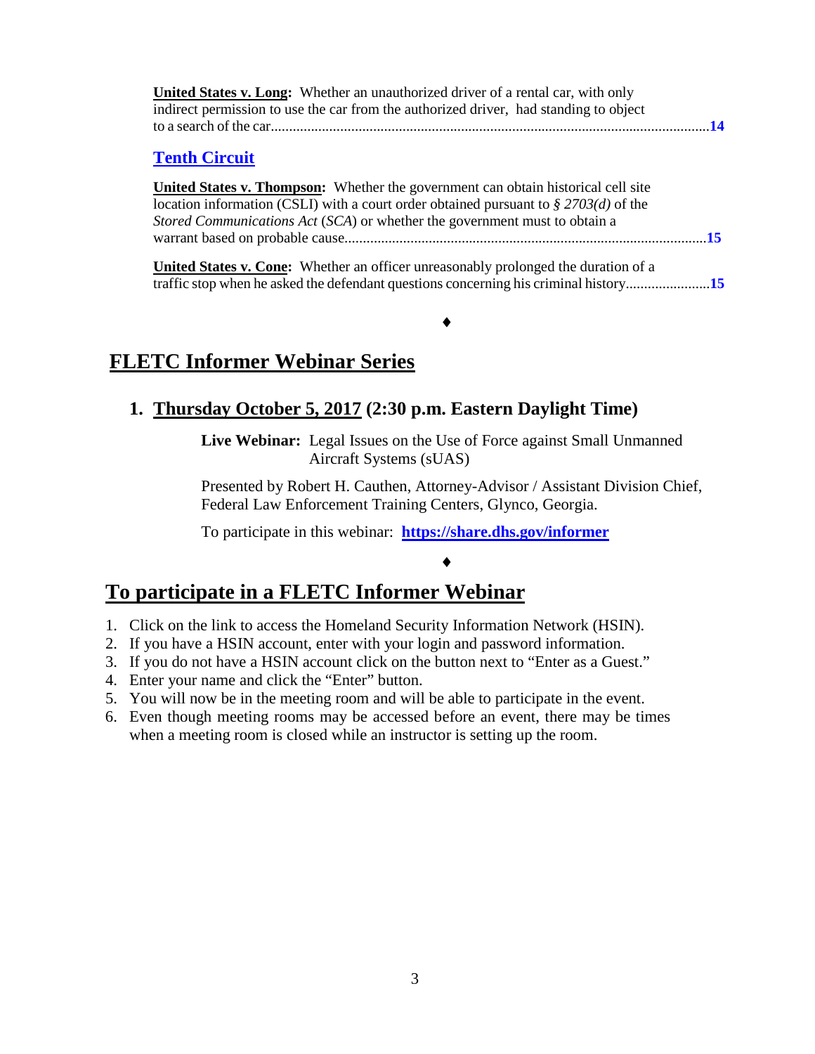**United States v. Long:** Whether an unauthorized driver of a rental car, with only indirect permission to use the car from the authorized driver, had standing to object to a search of the car....................................................................................................................**14**

### Tenth Circuit

**United States v. Thompson:** Whether the government can obtain historical cell site location information (CSLI) with a court order obtained pursuant to *§ 2703(d)* of the *Stored Communications Act* (*SCA*) or whether the government must to obtain a warrant based on probable cause..................................................................................................**15**

**United States v. Cone:** Whether an officer unreasonably prolonged the duration of a traffic stop when he asked the defendant questions concerning his criminal history.......................**15**

♦

## FLETC Informer Webinar Series

### 1. Thursday October 5, 2017 (2:30 p.m. Eastern Daylight Time)

**Live Webinar:** Legal Issues on the Use of Force against Small Unmanned Aircraft Systems (sUAS)

Presented by Robert H. Cauthen, Attorney-Advisor / Assistant Division Chief, Federal Law Enforcement Training Centers, Glynco, Georgia.

To participate in this webinar: **https://share.dhs.gov/informer**

♦

## To participate in a FLETC Informer Webinar

1. Click on the link to access the Homeland Security Information Network (HSIN).
2. If you have a HSIN account, enter with your login and password information.
3. If you do not have a HSIN account click on the button next to "Enter as a Guest."
4. Enter your name and click the "Enter" button.
5. You will now be in the meeting room and will be able to participate in the event.
6. Even though meeting rooms may be accessed before an event, there may be times when a meeting room is closed while an instructor is setting up the room.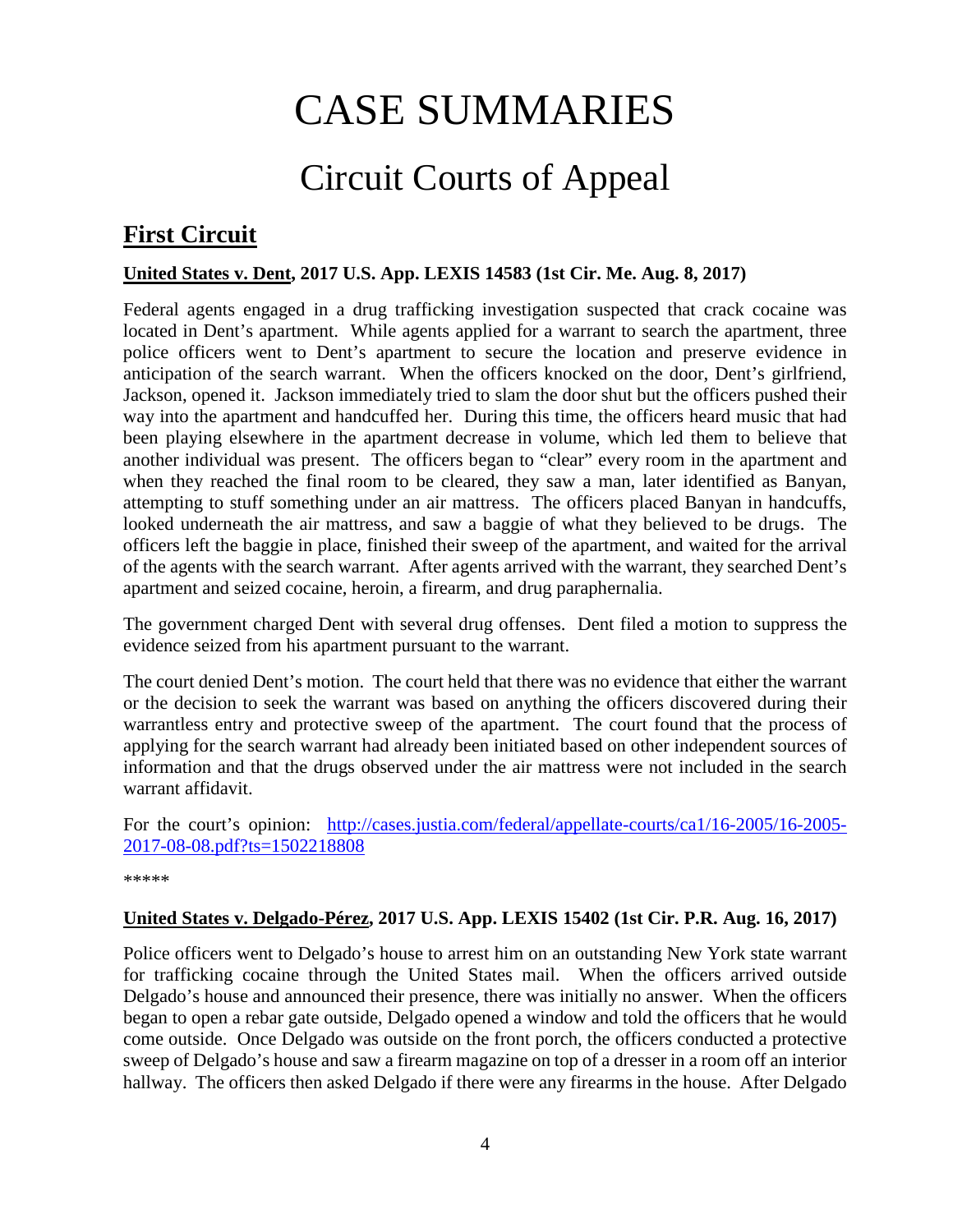# CASE SUMMARIES

# Circuit Courts of Appeal

## First Circuit

**United States v. Dent, 2017 U.S. App. LEXIS 14583 (1st Cir. Me. Aug. 8, 2017)**

Federal agents engaged in a drug trafficking investigation suspected that crack cocaine was located in Dent's apartment. While agents applied for a warrant to search the apartment, three police officers went to Dent's apartment to secure the location and preserve evidence in anticipation of the search warrant. When the officers knocked on the door, Dent's girlfriend, Jackson, opened it. Jackson immediately tried to slam the door shut but the officers pushed their way into the apartment and handcuffed her. During this time, the officers heard music that had been playing elsewhere in the apartment decrease in volume, which led them to believe that another individual was present. The officers began to "clear" every room in the apartment and when they reached the final room to be cleared, they saw a man, later identified as Banyan, attempting to stuff something under an air mattress. The officers placed Banyan in handcuffs, looked underneath the air mattress, and saw a baggie of what they believed to be drugs. The officers left the baggie in place, finished their sweep of the apartment, and waited for the arrival of the agents with the search warrant. After agents arrived with the warrant, they searched Dent's apartment and seized cocaine, heroin, a firearm, and drug paraphernalia.

The government charged Dent with several drug offenses. Dent filed a motion to suppress the evidence seized from his apartment pursuant to the warrant.

The court denied Dent's motion. The court held that there was no evidence that either the warrant or the decision to seek the warrant was based on anything the officers discovered during their warrantless entry and protective sweep of the apartment. The court found that the process of applying for the search warrant had already been initiated based on other independent sources of information and that the drugs observed under the air mattress were not included in the search warrant affidavit.

For the court's opinion: [http://cases.justia.com/federal/appellate-courts/ca1/16-2005/16-2005-2017-08-08.pdf?ts=1502218808](http://cases.justia.com/federal/appellate-courts/ca1/16-2005/16-2005-2017-08-08.pdf?ts=1502218808)

\*\*\*\*\*

**United States v. Delgado-Pérez, 2017 U.S. App. LEXIS 15402 (1st Cir. P.R. Aug. 16, 2017)**

Police officers went to Delgado's house to arrest him on an outstanding New York state warrant for trafficking cocaine through the United States mail. When the officers arrived outside Delgado's house and announced their presence, there was initially no answer. When the officers began to open a rebar gate outside, Delgado opened a window and told the officers that he would come outside. Once Delgado was outside on the front porch, the officers conducted a protective sweep of Delgado's house and saw a firearm magazine on top of a dresser in a room off an interior hallway. The officers then asked Delgado if there were any firearms in the house. After Delgado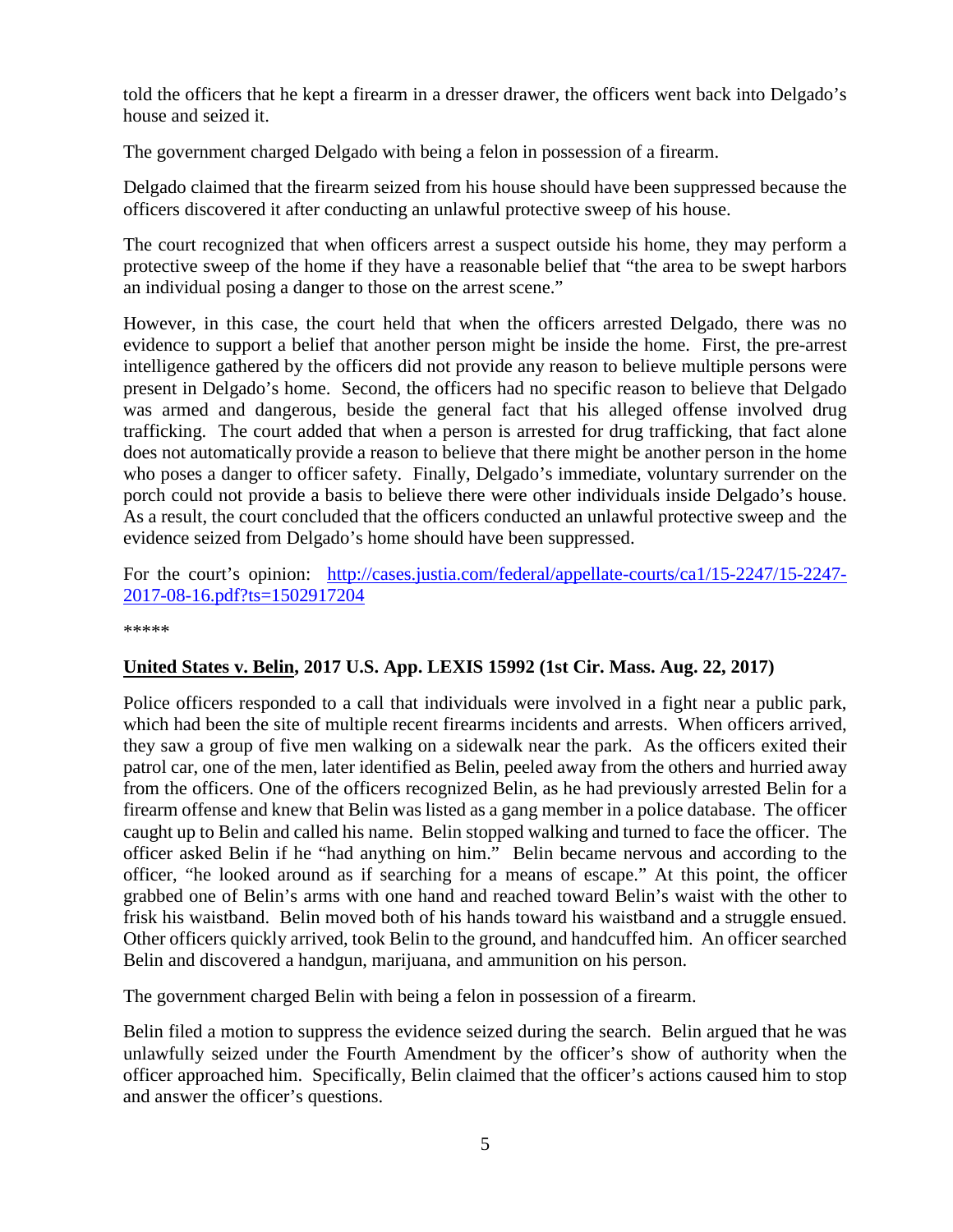told the officers that he kept a firearm in a dresser drawer, the officers went back into Delgado's house and seized it.

The government charged Delgado with being a felon in possession of a firearm.

Delgado claimed that the firearm seized from his house should have been suppressed because the officers discovered it after conducting an unlawful protective sweep of his house.

The court recognized that when officers arrest a suspect outside his home, they may perform a protective sweep of the home if they have a reasonable belief that "the area to be swept harbors an individual posing a danger to those on the arrest scene."

However, in this case, the court held that when the officers arrested Delgado, there was no evidence to support a belief that another person might be inside the home. First, the pre-arrest intelligence gathered by the officers did not provide any reason to believe multiple persons were present in Delgado's home. Second, the officers had no specific reason to believe that Delgado was armed and dangerous, beside the general fact that his alleged offense involved drug trafficking. The court added that when a person is arrested for drug trafficking, that fact alone does not automatically provide a reason to believe that there might be another person in the home who poses a danger to officer safety. Finally, Delgado's immediate, voluntary surrender on the porch could not provide a basis to believe there were other individuals inside Delgado's house. As a result, the court concluded that the officers conducted an unlawful protective sweep and the evidence seized from Delgado's home should have been suppressed.

For the court's opinion: [http://cases.justia.com/federal/appellate-courts/ca1/15-2247/15-2247-2017-08-16.pdf?ts=1502917204](http://cases.justia.com/federal/appellate-courts/ca1/15-2247/15-2247-2017-08-16.pdf?ts=1502917204)

*****

**United States v. Belin, 2017 U.S. App. LEXIS 15992 (1st Cir. Mass. Aug. 22, 2017)**

Police officers responded to a call that individuals were involved in a fight near a public park, which had been the site of multiple recent firearms incidents and arrests. When officers arrived, they saw a group of five men walking on a sidewalk near the park. As the officers exited their patrol car, one of the men, later identified as Belin, peeled away from the others and hurried away from the officers. One of the officers recognized Belin, as he had previously arrested Belin for a firearm offense and knew that Belin was listed as a gang member in a police database. The officer caught up to Belin and called his name. Belin stopped walking and turned to face the officer. The officer asked Belin if he "had anything on him." Belin became nervous and according to the officer, "he looked around as if searching for a means of escape." At this point, the officer grabbed one of Belin's arms with one hand and reached toward Belin's waist with the other to frisk his waistband. Belin moved both of his hands toward his waistband and a struggle ensued. Other officers quickly arrived, took Belin to the ground, and handcuffed him. An officer searched Belin and discovered a handgun, marijuana, and ammunition on his person.

The government charged Belin with being a felon in possession of a firearm.

Belin filed a motion to suppress the evidence seized during the search. Belin argued that he was unlawfully seized under the Fourth Amendment by the officer's show of authority when the officer approached him. Specifically, Belin claimed that the officer's actions caused him to stop and answer the officer's questions.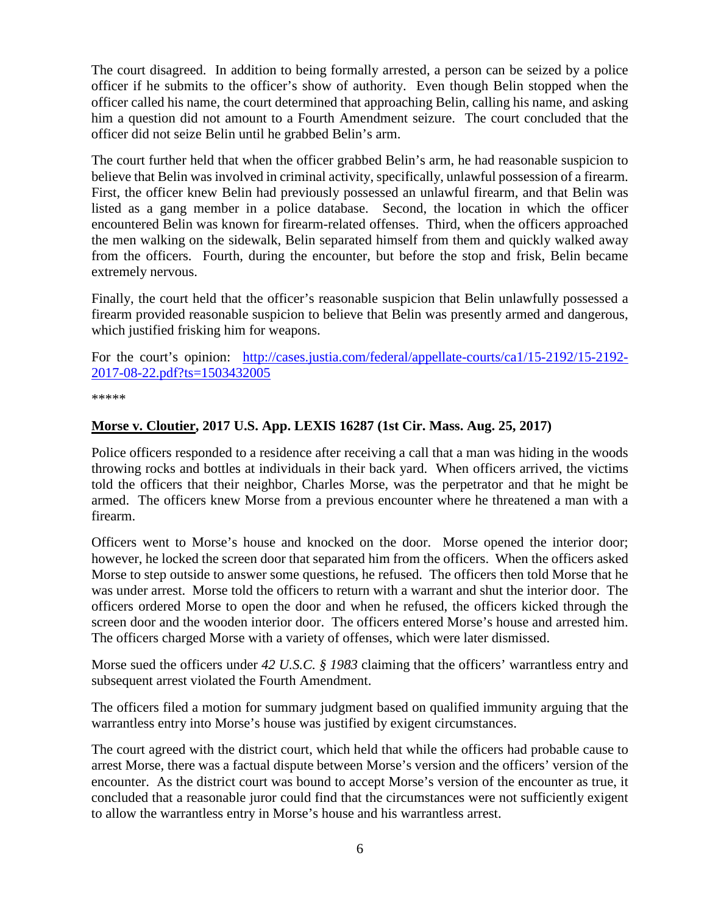The court disagreed. In addition to being formally arrested, a person can be seized by a police officer if he submits to the officer's show of authority. Even though Belin stopped when the officer called his name, the court determined that approaching Belin, calling his name, and asking him a question did not amount to a Fourth Amendment seizure. The court concluded that the officer did not seize Belin until he grabbed Belin's arm.

The court further held that when the officer grabbed Belin's arm, he had reasonable suspicion to believe that Belin was involved in criminal activity, specifically, unlawful possession of a firearm. First, the officer knew Belin had previously possessed an unlawful firearm, and that Belin was listed as a gang member in a police database. Second, the location in which the officer encountered Belin was known for firearm-related offenses. Third, when the officers approached the men walking on the sidewalk, Belin separated himself from them and quickly walked away from the officers. Fourth, during the encounter, but before the stop and frisk, Belin became extremely nervous.

Finally, the court held that the officer's reasonable suspicion that Belin unlawfully possessed a firearm provided reasonable suspicion to believe that Belin was presently armed and dangerous, which justified frisking him for weapons.

For the court's opinion: [http://cases.justia.com/federal/appellate-courts/ca1/15-2192/15-2192-2017-08-22.pdf?ts=1503432005](http://cases.justia.com/federal/appellate-courts/ca1/15-2192/15-2192-2017-08-22.pdf?ts=1503432005)

*****

## **Morse v. Cloutier, 2017 U.S. App. LEXIS 16287 (1st Cir. Mass. Aug. 25, 2017)**

Police officers responded to a residence after receiving a call that a man was hiding in the woods throwing rocks and bottles at individuals in their back yard. When officers arrived, the victims told the officers that their neighbor, Charles Morse, was the perpetrator and that he might be armed. The officers knew Morse from a previous encounter where he threatened a man with a firearm.

Officers went to Morse's house and knocked on the door. Morse opened the interior door; however, he locked the screen door that separated him from the officers. When the officers asked Morse to step outside to answer some questions, he refused. The officers then told Morse that he was under arrest. Morse told the officers to return with a warrant and shut the interior door. The officers ordered Morse to open the door and when he refused, the officers kicked through the screen door and the wooden interior door. The officers entered Morse's house and arrested him. The officers charged Morse with a variety of offenses, which were later dismissed.

Morse sued the officers under *42 U.S.C. § 1983* claiming that the officers' warrantless entry and subsequent arrest violated the Fourth Amendment.

The officers filed a motion for summary judgment based on qualified immunity arguing that the warrantless entry into Morse's house was justified by exigent circumstances.

The court agreed with the district court, which held that while the officers had probable cause to arrest Morse, there was a factual dispute between Morse's version and the officers' version of the encounter. As the district court was bound to accept Morse's version of the encounter as true, it concluded that a reasonable juror could find that the circumstances were not sufficiently exigent to allow the warrantless entry in Morse's house and his warrantless arrest.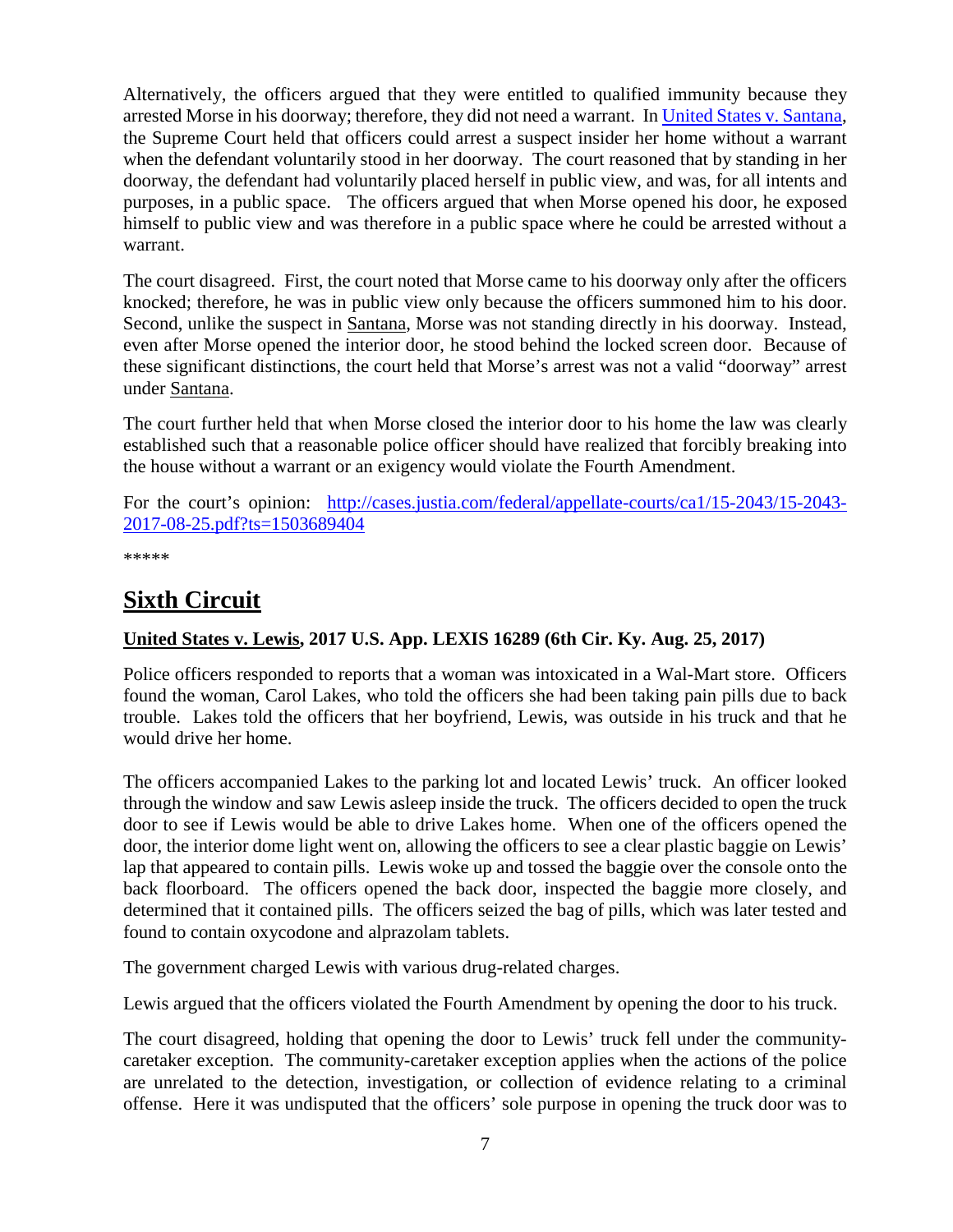Alternatively, the officers argued that they were entitled to qualified immunity because they arrested Morse in his doorway; therefore, they did not need a warrant. In [United States v. Santana](), the Supreme Court held that officers could arrest a suspect insider her home without a warrant when the defendant voluntarily stood in her doorway. The court reasoned that by standing in her doorway, the defendant had voluntarily placed herself in public view, and was, for all intents and purposes, in a public space. The officers argued that when Morse opened his door, he exposed himself to public view and was therefore in a public space where he could be arrested without a warrant.

The court disagreed. First, the court noted that Morse came to his doorway only after the officers knocked; therefore, he was in public view only because the officers summoned him to his door. Second, unlike the suspect in Santana, Morse was not standing directly in his doorway. Instead, even after Morse opened the interior door, he stood behind the locked screen door. Because of these significant distinctions, the court held that Morse's arrest was not a valid "doorway" arrest under Santana.

The court further held that when Morse closed the interior door to his home the law was clearly established such that a reasonable police officer should have realized that forcibly breaking into the house without a warrant or an exigency would violate the Fourth Amendment.

For the court's opinion: [http://cases.justia.com/federal/appellate-courts/ca1/15-2043/15-2043-2017-08-25.pdf?ts=1503689404](http://cases.justia.com/federal/appellate-courts/ca1/15-2043/15-2043-2017-08-25.pdf?ts=1503689404)

*****

## Sixth Circuit

### United States v. Lewis, 2017 U.S. App. LEXIS 16289 (6th Cir. Ky. Aug. 25, 2017)

Police officers responded to reports that a woman was intoxicated in a Wal-Mart store. Officers found the woman, Carol Lakes, who told the officers she had been taking pain pills due to back trouble. Lakes told the officers that her boyfriend, Lewis, was outside in his truck and that he would drive her home.

The officers accompanied Lakes to the parking lot and located Lewis' truck. An officer looked through the window and saw Lewis asleep inside the truck. The officers decided to open the truck door to see if Lewis would be able to drive Lakes home. When one of the officers opened the door, the interior dome light went on, allowing the officers to see a clear plastic baggie on Lewis' lap that appeared to contain pills. Lewis woke up and tossed the baggie over the console onto the back floorboard. The officers opened the back door, inspected the baggie more closely, and determined that it contained pills. The officers seized the bag of pills, which was later tested and found to contain oxycodone and alprazolam tablets.

The government charged Lewis with various drug-related charges.

Lewis argued that the officers violated the Fourth Amendment by opening the door to his truck.

The court disagreed, holding that opening the door to Lewis' truck fell under the community-caretaker exception. The community-caretaker exception applies when the actions of the police are unrelated to the detection, investigation, or collection of evidence relating to a criminal offense. Here it was undisputed that the officers' sole purpose in opening the truck door was to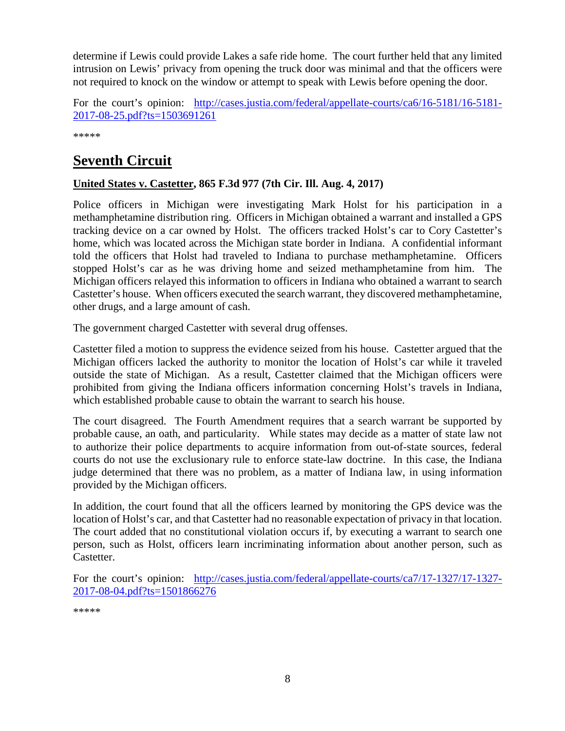determine if Lewis could provide Lakes a safe ride home. The court further held that any limited intrusion on Lewis' privacy from opening the truck door was minimal and that the officers were not required to knock on the window or attempt to speak with Lewis before opening the door.

For the court's opinion: [http://cases.justia.com/federal/appellate-courts/ca6/16-5181/16-5181-2017-08-25.pdf?ts=1503691261](http://cases.justia.com/federal/appellate-courts/ca6/16-5181/16-5181-2017-08-25.pdf?ts=1503691261)

*****

# Seventh Circuit

**United States v. Castetter, 865 F.3d 977 (7th Cir. Ill. Aug. 4, 2017)**

Police officers in Michigan were investigating Mark Holst for his participation in a methamphetamine distribution ring. Officers in Michigan obtained a warrant and installed a GPS tracking device on a car owned by Holst. The officers tracked Holst's car to Cory Castetter's home, which was located across the Michigan state border in Indiana. A confidential informant told the officers that Holst had traveled to Indiana to purchase methamphetamine. Officers stopped Holst's car as he was driving home and seized methamphetamine from him. The Michigan officers relayed this information to officers in Indiana who obtained a warrant to search Castetter's house. When officers executed the search warrant, they discovered methamphetamine, other drugs, and a large amount of cash.

The government charged Castetter with several drug offenses.

Castetter filed a motion to suppress the evidence seized from his house. Castetter argued that the Michigan officers lacked the authority to monitor the location of Holst's car while it traveled outside the state of Michigan. As a result, Castetter claimed that the Michigan officers were prohibited from giving the Indiana officers information concerning Holst's travels in Indiana, which established probable cause to obtain the warrant to search his house.

The court disagreed. The Fourth Amendment requires that a search warrant be supported by probable cause, an oath, and particularity. While states may decide as a matter of state law not to authorize their police departments to acquire information from out-of-state sources, federal courts do not use the exclusionary rule to enforce state-law doctrine. In this case, the Indiana judge determined that there was no problem, as a matter of Indiana law, in using information provided by the Michigan officers.

In addition, the court found that all the officers learned by monitoring the GPS device was the location of Holst's car, and that Castetter had no reasonable expectation of privacy in that location. The court added that no constitutional violation occurs if, by executing a warrant to search one person, such as Holst, officers learn incriminating information about another person, such as Castetter.

For the court's opinion: [http://cases.justia.com/federal/appellate-courts/ca7/17-1327/17-1327-2017-08-04.pdf?ts=1501866276](http://cases.justia.com/federal/appellate-courts/ca7/17-1327/17-1327-2017-08-04.pdf?ts=1501866276)

*****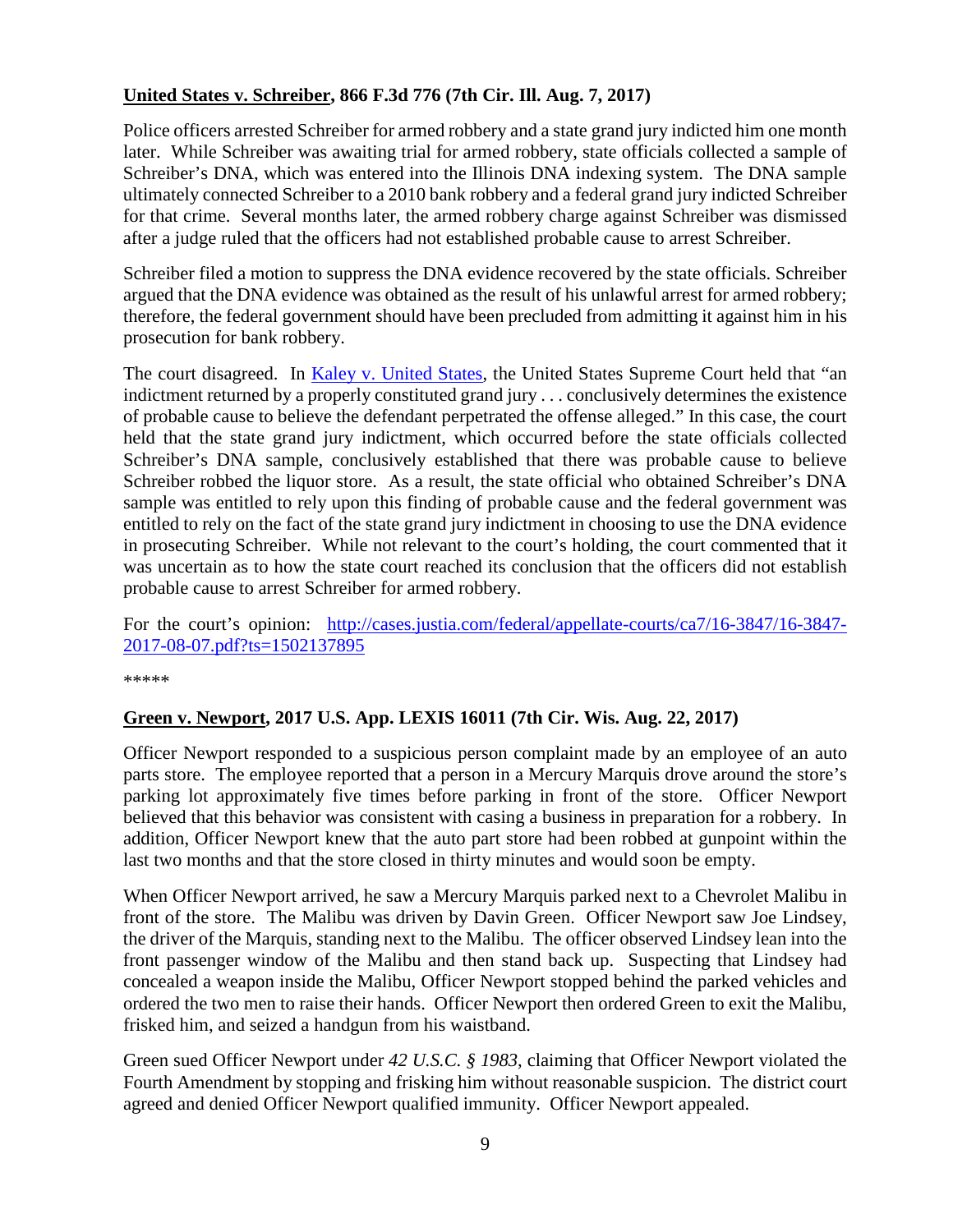**<u>United States v. Schreiber</u>, 866 F.3d 776 (7th Cir. Ill. Aug. 7, 2017)**

Police officers arrested Schreiber for armed robbery and a state grand jury indicted him one month later. While Schreiber was awaiting trial for armed robbery, state officials collected a sample of Schreiber's DNA, which was entered into the Illinois DNA indexing system. The DNA sample ultimately connected Schreiber to a 2010 bank robbery and a federal grand jury indicted Schreiber for that crime. Several months later, the armed robbery charge against Schreiber was dismissed after a judge ruled that the officers had not established probable cause to arrest Schreiber.

Schreiber filed a motion to suppress the DNA evidence recovered by the state officials. Schreiber argued that the DNA evidence was obtained as the result of his unlawful arrest for armed robbery; therefore, the federal government should have been precluded from admitting it against him in his prosecution for bank robbery.

The court disagreed. In [Kaley v. United States](), the United States Supreme Court held that "an indictment returned by a properly constituted grand jury . . . conclusively determines the existence of probable cause to believe the defendant perpetrated the offense alleged." In this case, the court held that the state grand jury indictment, which occurred before the state officials collected Schreiber's DNA sample, conclusively established that there was probable cause to believe Schreiber robbed the liquor store. As a result, the state official who obtained Schreiber's DNA sample was entitled to rely upon this finding of probable cause and the federal government was entitled to rely on the fact of the state grand jury indictment in choosing to use the DNA evidence in prosecuting Schreiber. While not relevant to the court's holding, the court commented that it was uncertain as to how the state court reached its conclusion that the officers did not establish probable cause to arrest Schreiber for armed robbery.

For the court's opinion: [http://cases.justia.com/federal/appellate-courts/ca7/16-3847/16-3847-2017-08-07.pdf?ts=1502137895](http://cases.justia.com/federal/appellate-courts/ca7/16-3847/16-3847-2017-08-07.pdf?ts=1502137895)

*****

**<u>Green v. Newport</u>, 2017 U.S. App. LEXIS 16011 (7th Cir. Wis. Aug. 22, 2017)**

Officer Newport responded to a suspicious person complaint made by an employee of an auto parts store. The employee reported that a person in a Mercury Marquis drove around the store's parking lot approximately five times before parking in front of the store. Officer Newport believed that this behavior was consistent with casing a business in preparation for a robbery. In addition, Officer Newport knew that the auto part store had been robbed at gunpoint within the last two months and that the store closed in thirty minutes and would soon be empty.

When Officer Newport arrived, he saw a Mercury Marquis parked next to a Chevrolet Malibu in front of the store. The Malibu was driven by Davin Green. Officer Newport saw Joe Lindsey, the driver of the Marquis, standing next to the Malibu. The officer observed Lindsey lean into the front passenger window of the Malibu and then stand back up. Suspecting that Lindsey had concealed a weapon inside the Malibu, Officer Newport stopped behind the parked vehicles and ordered the two men to raise their hands. Officer Newport then ordered Green to exit the Malibu, frisked him, and seized a handgun from his waistband.

Green sued Officer Newport under *42 U.S.C. § 1983*, claiming that Officer Newport violated the Fourth Amendment by stopping and frisking him without reasonable suspicion. The district court agreed and denied Officer Newport qualified immunity. Officer Newport appealed.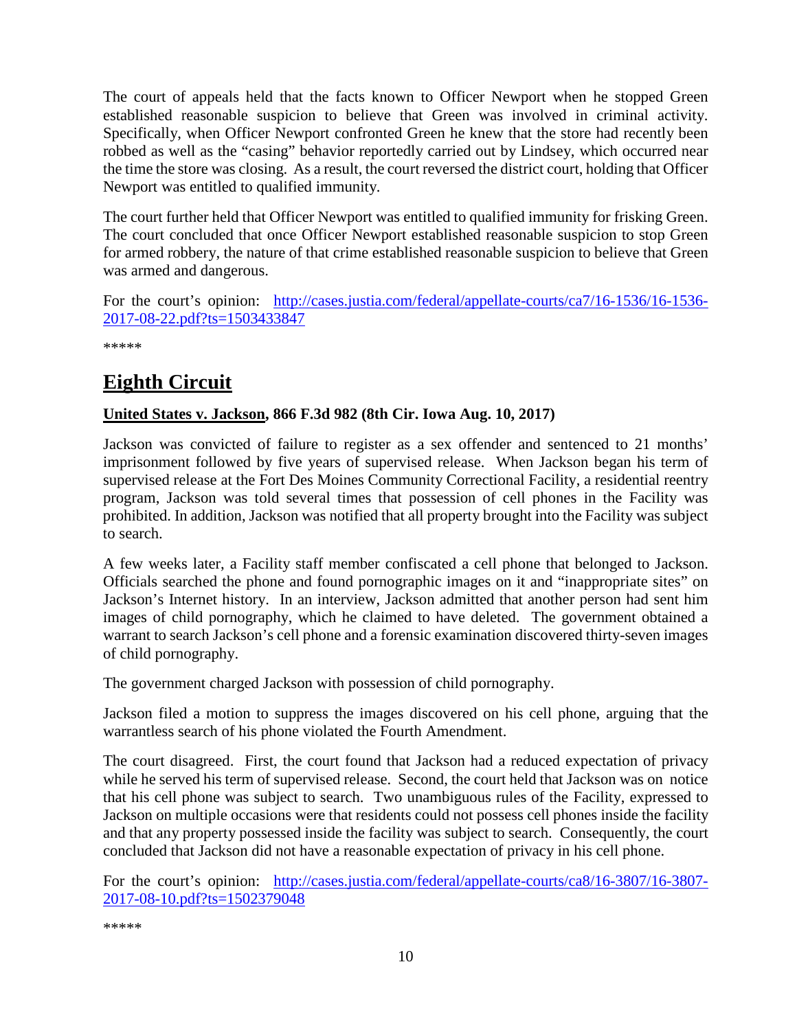The court of appeals held that the facts known to Officer Newport when he stopped Green established reasonable suspicion to believe that Green was involved in criminal activity. Specifically, when Officer Newport confronted Green he knew that the store had recently been robbed as well as the "casing" behavior reportedly carried out by Lindsey, which occurred near the time the store was closing. As a result, the court reversed the district court, holding that Officer Newport was entitled to qualified immunity.

The court further held that Officer Newport was entitled to qualified immunity for frisking Green. The court concluded that once Officer Newport established reasonable suspicion to stop Green for armed robbery, the nature of that crime established reasonable suspicion to believe that Green was armed and dangerous.

For the court's opinion: [http://cases.justia.com/federal/appellate-courts/ca7/16-1536/16-1536-2017-08-22.pdf?ts=1503433847](http://cases.justia.com/federal/appellate-courts/ca7/16-1536/16-1536-2017-08-22.pdf?ts=1503433847)

*****

# Eighth Circuit

**United States v. Jackson, 866 F.3d 982 (8th Cir. Iowa Aug. 10, 2017)**

Jackson was convicted of failure to register as a sex offender and sentenced to 21 months' imprisonment followed by five years of supervised release. When Jackson began his term of supervised release at the Fort Des Moines Community Correctional Facility, a residential reentry program, Jackson was told several times that possession of cell phones in the Facility was prohibited. In addition, Jackson was notified that all property brought into the Facility was subject to search.

A few weeks later, a Facility staff member confiscated a cell phone that belonged to Jackson. Officials searched the phone and found pornographic images on it and "inappropriate sites" on Jackson's Internet history. In an interview, Jackson admitted that another person had sent him images of child pornography, which he claimed to have deleted. The government obtained a warrant to search Jackson's cell phone and a forensic examination discovered thirty-seven images of child pornography.

The government charged Jackson with possession of child pornography.

Jackson filed a motion to suppress the images discovered on his cell phone, arguing that the warrantless search of his phone violated the Fourth Amendment.

The court disagreed. First, the court found that Jackson had a reduced expectation of privacy while he served his term of supervised release. Second, the court held that Jackson was on notice that his cell phone was subject to search. Two unambiguous rules of the Facility, expressed to Jackson on multiple occasions were that residents could not possess cell phones inside the facility and that any property possessed inside the facility was subject to search. Consequently, the court concluded that Jackson did not have a reasonable expectation of privacy in his cell phone.

For the court's opinion: [http://cases.justia.com/federal/appellate-courts/ca8/16-3807/16-3807-2017-08-10.pdf?ts=1502379048](http://cases.justia.com/federal/appellate-courts/ca8/16-3807/16-3807-2017-08-10.pdf?ts=1502379048)

*****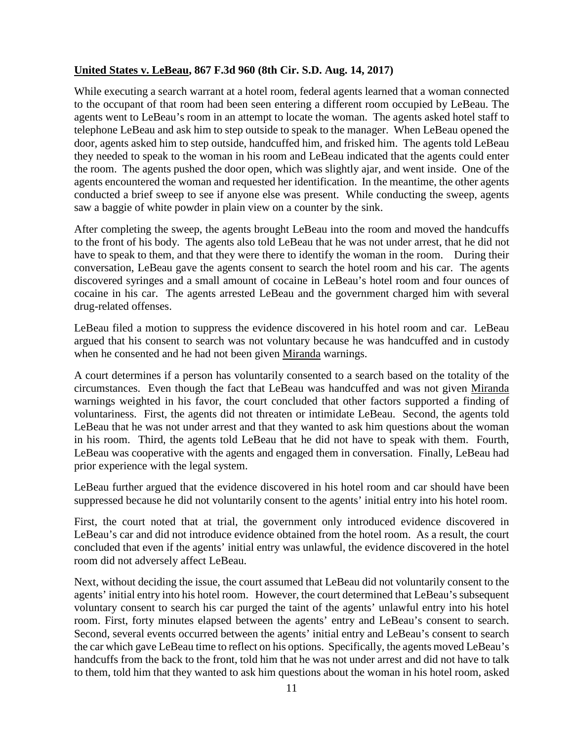**United States v. LeBeau, 867 F.3d 960 (8th Cir. S.D. Aug. 14, 2017)**

While executing a search warrant at a hotel room, federal agents learned that a woman connected to the occupant of that room had been seen entering a different room occupied by LeBeau. The agents went to LeBeau's room in an attempt to locate the woman. The agents asked hotel staff to telephone LeBeau and ask him to step outside to speak to the manager. When LeBeau opened the door, agents asked him to step outside, handcuffed him, and frisked him. The agents told LeBeau they needed to speak to the woman in his room and LeBeau indicated that the agents could enter the room. The agents pushed the door open, which was slightly ajar, and went inside. One of the agents encountered the woman and requested her identification. In the meantime, the other agents conducted a brief sweep to see if anyone else was present. While conducting the sweep, agents saw a baggie of white powder in plain view on a counter by the sink.

After completing the sweep, the agents brought LeBeau into the room and moved the handcuffs to the front of his body. The agents also told LeBeau that he was not under arrest, that he did not have to speak to them, and that they were there to identify the woman in the room. During their conversation, LeBeau gave the agents consent to search the hotel room and his car. The agents discovered syringes and a small amount of cocaine in LeBeau's hotel room and four ounces of cocaine in his car. The agents arrested LeBeau and the government charged him with several drug-related offenses.

LeBeau filed a motion to suppress the evidence discovered in his hotel room and car. LeBeau argued that his consent to search was not voluntary because he was handcuffed and in custody when he consented and he had not been given Miranda warnings.

A court determines if a person has voluntarily consented to a search based on the totality of the circumstances. Even though the fact that LeBeau was handcuffed and was not given Miranda warnings weighted in his favor, the court concluded that other factors supported a finding of voluntariness. First, the agents did not threaten or intimidate LeBeau. Second, the agents told LeBeau that he was not under arrest and that they wanted to ask him questions about the woman in his room. Third, the agents told LeBeau that he did not have to speak with them. Fourth, LeBeau was cooperative with the agents and engaged them in conversation. Finally, LeBeau had prior experience with the legal system.

LeBeau further argued that the evidence discovered in his hotel room and car should have been suppressed because he did not voluntarily consent to the agents' initial entry into his hotel room.

First, the court noted that at trial, the government only introduced evidence discovered in LeBeau's car and did not introduce evidence obtained from the hotel room. As a result, the court concluded that even if the agents' initial entry was unlawful, the evidence discovered in the hotel room did not adversely affect LeBeau.

Next, without deciding the issue, the court assumed that LeBeau did not voluntarily consent to the agents' initial entry into his hotel room. However, the court determined that LeBeau's subsequent voluntary consent to search his car purged the taint of the agents' unlawful entry into his hotel room. First, forty minutes elapsed between the agents' entry and LeBeau's consent to search. Second, several events occurred between the agents' initial entry and LeBeau's consent to search the car which gave LeBeau time to reflect on his options. Specifically, the agents moved LeBeau's handcuffs from the back to the front, told him that he was not under arrest and did not have to talk to them, told him that they wanted to ask him questions about the woman in his hotel room, asked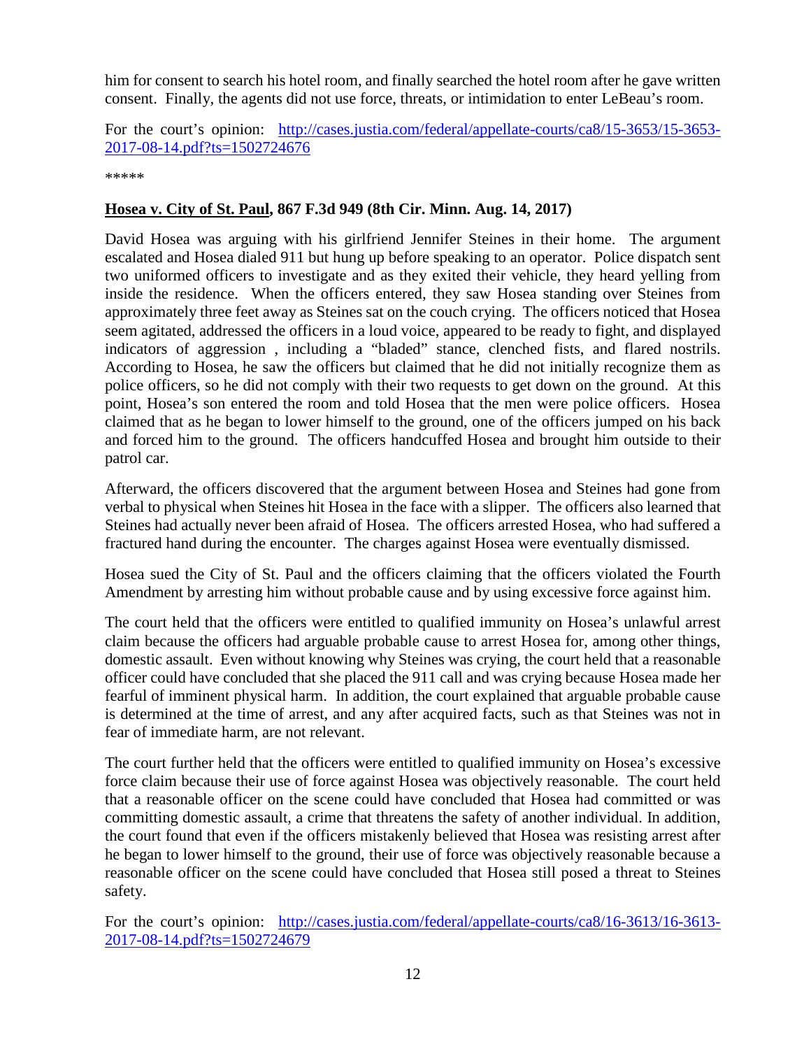him for consent to search his hotel room, and finally searched the hotel room after he gave written consent. Finally, the agents did not use force, threats, or intimidation to enter LeBeau's room.

For the court's opinion: [http://cases.justia.com/federal/appellate-courts/ca8/15-3653/15-3653-2017-08-14.pdf?ts=1502724676](http://cases.justia.com/federal/appellate-courts/ca8/15-3653/15-3653-2017-08-14.pdf?ts=1502724676)

*****

**<u>Hosea v. City of St. Paul</u>, 867 F.3d 949 (8th Cir. Minn. Aug. 14, 2017)**

David Hosea was arguing with his girlfriend Jennifer Steines in their home. The argument escalated and Hosea dialed 911 but hung up before speaking to an operator. Police dispatch sent two uniformed officers to investigate and as they exited their vehicle, they heard yelling from inside the residence. When the officers entered, they saw Hosea standing over Steines from approximately three feet away as Steines sat on the couch crying. The officers noticed that Hosea seem agitated, addressed the officers in a loud voice, appeared to be ready to fight, and displayed indicators of aggression , including a "bladed" stance, clenched fists, and flared nostrils. According to Hosea, he saw the officers but claimed that he did not initially recognize them as police officers, so he did not comply with their two requests to get down on the ground. At this point, Hosea's son entered the room and told Hosea that the men were police officers. Hosea claimed that as he began to lower himself to the ground, one of the officers jumped on his back and forced him to the ground. The officers handcuffed Hosea and brought him outside to their patrol car.

Afterward, the officers discovered that the argument between Hosea and Steines had gone from verbal to physical when Steines hit Hosea in the face with a slipper. The officers also learned that Steines had actually never been afraid of Hosea. The officers arrested Hosea, who had suffered a fractured hand during the encounter. The charges against Hosea were eventually dismissed.

Hosea sued the City of St. Paul and the officers claiming that the officers violated the Fourth Amendment by arresting him without probable cause and by using excessive force against him.

The court held that the officers were entitled to qualified immunity on Hosea's unlawful arrest claim because the officers had arguable probable cause to arrest Hosea for, among other things, domestic assault. Even without knowing why Steines was crying, the court held that a reasonable officer could have concluded that she placed the 911 call and was crying because Hosea made her fearful of imminent physical harm. In addition, the court explained that arguable probable cause is determined at the time of arrest, and any after acquired facts, such as that Steines was not in fear of immediate harm, are not relevant.

The court further held that the officers were entitled to qualified immunity on Hosea's excessive force claim because their use of force against Hosea was objectively reasonable. The court held that a reasonable officer on the scene could have concluded that Hosea had committed or was committing domestic assault, a crime that threatens the safety of another individual. In addition, the court found that even if the officers mistakenly believed that Hosea was resisting arrest after he began to lower himself to the ground, their use of force was objectively reasonable because a reasonable officer on the scene could have concluded that Hosea still posed a threat to Steines safety.

For the court's opinion: [http://cases.justia.com/federal/appellate-courts/ca8/16-3613/16-3613-2017-08-14.pdf?ts=1502724679](http://cases.justia.com/federal/appellate-courts/ca8/16-3613/16-3613-2017-08-14.pdf?ts=1502724679)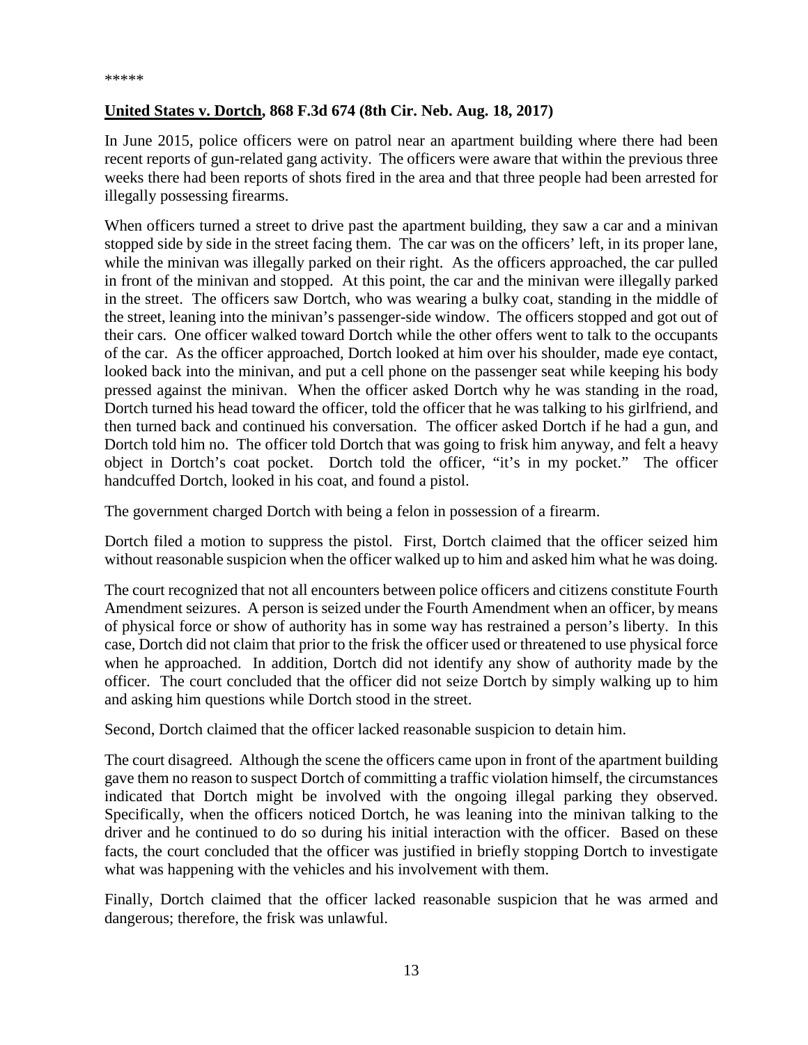*****

**<u>United States v. Dortch</u>, 868 F.3d 674 (8th Cir. Neb. Aug. 18, 2017)**

In June 2015, police officers were on patrol near an apartment building where there had been recent reports of gun-related gang activity. The officers were aware that within the previous three weeks there had been reports of shots fired in the area and that three people had been arrested for illegally possessing firearms.

When officers turned a street to drive past the apartment building, they saw a car and a minivan stopped side by side in the street facing them. The car was on the officers' left, in its proper lane, while the minivan was illegally parked on their right. As the officers approached, the car pulled in front of the minivan and stopped. At this point, the car and the minivan were illegally parked in the street. The officers saw Dortch, who was wearing a bulky coat, standing in the middle of the street, leaning into the minivan's passenger-side window. The officers stopped and got out of their cars. One officer walked toward Dortch while the other offers went to talk to the occupants of the car. As the officer approached, Dortch looked at him over his shoulder, made eye contact, looked back into the minivan, and put a cell phone on the passenger seat while keeping his body pressed against the minivan. When the officer asked Dortch why he was standing in the road, Dortch turned his head toward the officer, told the officer that he was talking to his girlfriend, and then turned back and continued his conversation. The officer asked Dortch if he had a gun, and Dortch told him no. The officer told Dortch that was going to frisk him anyway, and felt a heavy object in Dortch's coat pocket. Dortch told the officer, "it's in my pocket." The officer handcuffed Dortch, looked in his coat, and found a pistol.

The government charged Dortch with being a felon in possession of a firearm.

Dortch filed a motion to suppress the pistol. First, Dortch claimed that the officer seized him without reasonable suspicion when the officer walked up to him and asked him what he was doing.

The court recognized that not all encounters between police officers and citizens constitute Fourth Amendment seizures. A person is seized under the Fourth Amendment when an officer, by means of physical force or show of authority has in some way has restrained a person's liberty. In this case, Dortch did not claim that prior to the frisk the officer used or threatened to use physical force when he approached. In addition, Dortch did not identify any show of authority made by the officer. The court concluded that the officer did not seize Dortch by simply walking up to him and asking him questions while Dortch stood in the street.

Second, Dortch claimed that the officer lacked reasonable suspicion to detain him.

The court disagreed. Although the scene the officers came upon in front of the apartment building gave them no reason to suspect Dortch of committing a traffic violation himself, the circumstances indicated that Dortch might be involved with the ongoing illegal parking they observed. Specifically, when the officers noticed Dortch, he was leaning into the minivan talking to the driver and he continued to do so during his initial interaction with the officer. Based on these facts, the court concluded that the officer was justified in briefly stopping Dortch to investigate what was happening with the vehicles and his involvement with them.

Finally, Dortch claimed that the officer lacked reasonable suspicion that he was armed and dangerous; therefore, the frisk was unlawful.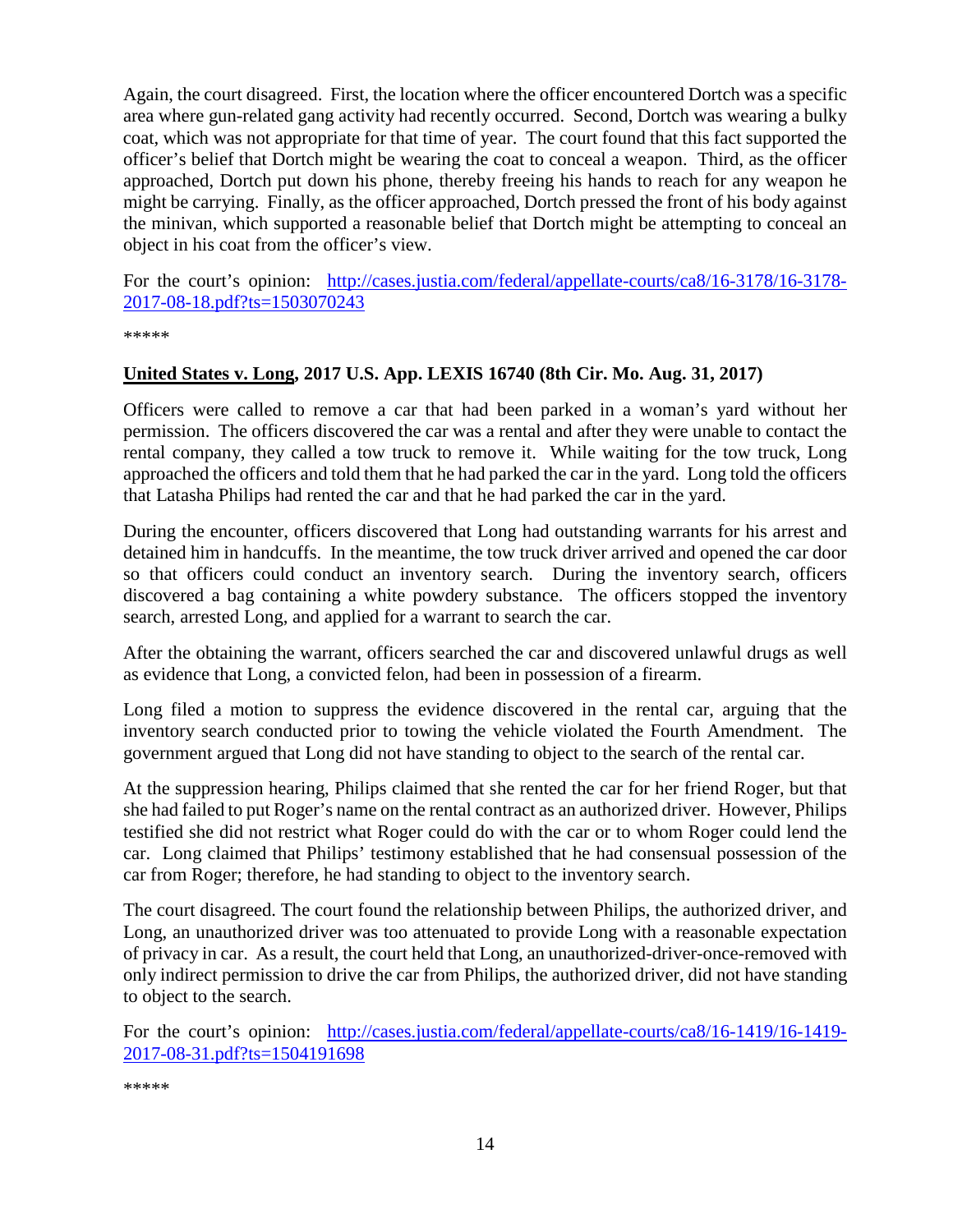Again, the court disagreed. First, the location where the officer encountered Dortch was a specific area where gun-related gang activity had recently occurred. Second, Dortch was wearing a bulky coat, which was not appropriate for that time of year. The court found that this fact supported the officer's belief that Dortch might be wearing the coat to conceal a weapon. Third, as the officer approached, Dortch put down his phone, thereby freeing his hands to reach for any weapon he might be carrying. Finally, as the officer approached, Dortch pressed the front of his body against the minivan, which supported a reasonable belief that Dortch might be attempting to conceal an object in his coat from the officer's view.

For the court's opinion: [http://cases.justia.com/federal/appellate-courts/ca8/16-3178/16-3178-2017-08-18.pdf?ts=1503070243](http://cases.justia.com/federal/appellate-courts/ca8/16-3178/16-3178-2017-08-18.pdf?ts=1503070243)

*****

**<u>United States v. Long</u>, 2017 U.S. App. LEXIS 16740 (8th Cir. Mo. Aug. 31, 2017)**

Officers were called to remove a car that had been parked in a woman's yard without her permission. The officers discovered the car was a rental and after they were unable to contact the rental company, they called a tow truck to remove it. While waiting for the tow truck, Long approached the officers and told them that he had parked the car in the yard. Long told the officers that Latasha Philips had rented the car and that he had parked the car in the yard.

During the encounter, officers discovered that Long had outstanding warrants for his arrest and detained him in handcuffs. In the meantime, the tow truck driver arrived and opened the car door so that officers could conduct an inventory search. During the inventory search, officers discovered a bag containing a white powdery substance. The officers stopped the inventory search, arrested Long, and applied for a warrant to search the car.

After the obtaining the warrant, officers searched the car and discovered unlawful drugs as well as evidence that Long, a convicted felon, had been in possession of a firearm.

Long filed a motion to suppress the evidence discovered in the rental car, arguing that the inventory search conducted prior to towing the vehicle violated the Fourth Amendment. The government argued that Long did not have standing to object to the search of the rental car.

At the suppression hearing, Philips claimed that she rented the car for her friend Roger, but that she had failed to put Roger's name on the rental contract as an authorized driver. However, Philips testified she did not restrict what Roger could do with the car or to whom Roger could lend the car. Long claimed that Philips' testimony established that he had consensual possession of the car from Roger; therefore, he had standing to object to the inventory search.

The court disagreed. The court found the relationship between Philips, the authorized driver, and Long, an unauthorized driver was too attenuated to provide Long with a reasonable expectation of privacy in car. As a result, the court held that Long, an unauthorized-driver-once-removed with only indirect permission to drive the car from Philips, the authorized driver, did not have standing to object to the search.

For the court's opinion: [http://cases.justia.com/federal/appellate-courts/ca8/16-1419/16-1419-2017-08-31.pdf?ts=1504191698](http://cases.justia.com/federal/appellate-courts/ca8/16-1419/16-1419-2017-08-31.pdf?ts=1504191698)

*****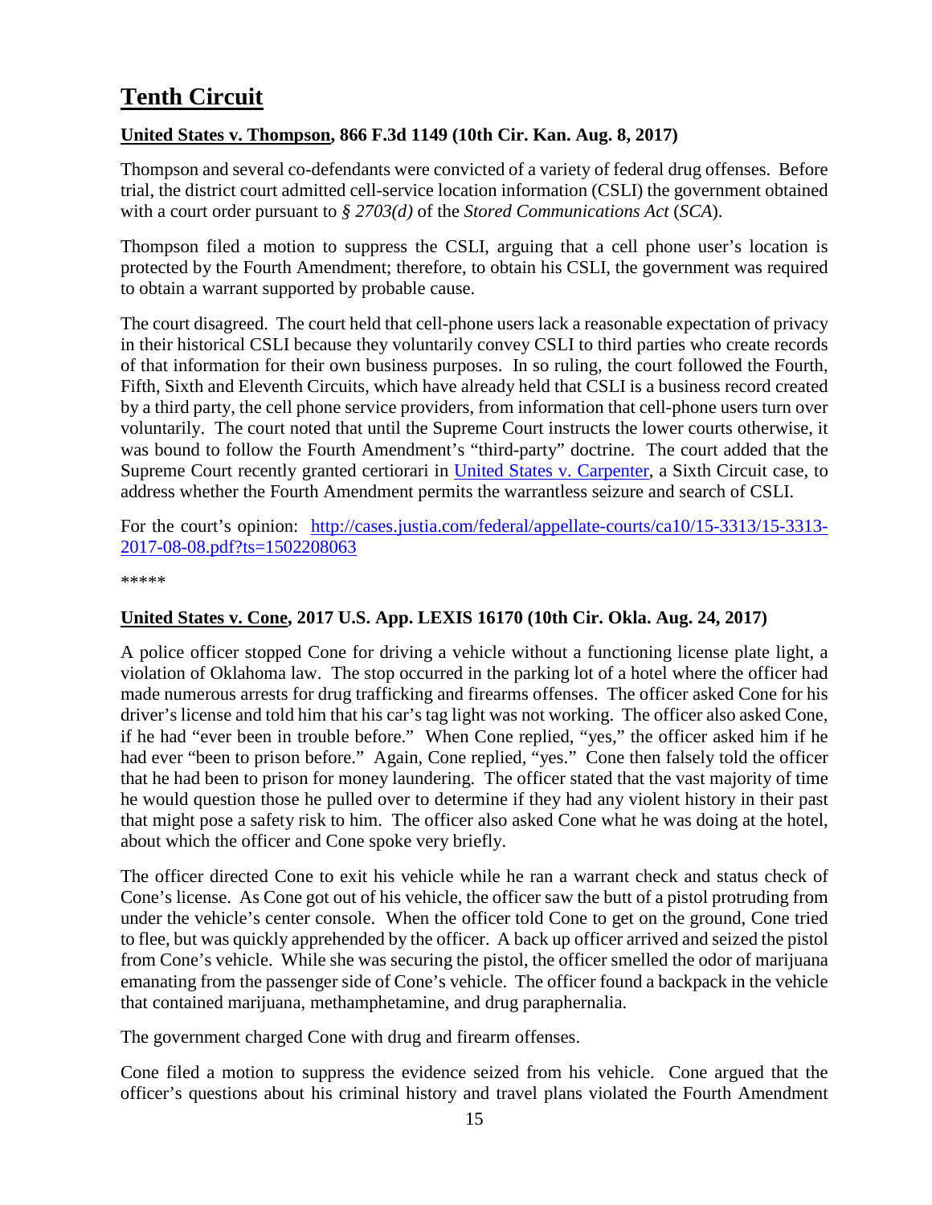# Tenth Circuit

### United States v. Thompson, 866 F.3d 1149 (10th Cir. Kan. Aug. 8, 2017)

Thompson and several co-defendants were convicted of a variety of federal drug offenses. Before trial, the district court admitted cell-service location information (CSLI) the government obtained with a court order pursuant to *§ 2703(d)* of the *Stored Communications Act* (*SCA*).

Thompson filed a motion to suppress the CSLI, arguing that a cell phone user's location is protected by the Fourth Amendment; therefore, to obtain his CSLI, the government was required to obtain a warrant supported by probable cause.

The court disagreed. The court held that cell-phone users lack a reasonable expectation of privacy in their historical CSLI because they voluntarily convey CSLI to third parties who create records of that information for their own business purposes. In so ruling, the court followed the Fourth, Fifth, Sixth and Eleventh Circuits, which have already held that CSLI is a business record created by a third party, the cell phone service providers, from information that cell-phone users turn over voluntarily. The court noted that until the Supreme Court instructs the lower courts otherwise, it was bound to follow the Fourth Amendment's "third-party" doctrine. The court added that the Supreme Court recently granted certiorari in [United States v. Carpenter](), a Sixth Circuit case, to address whether the Fourth Amendment permits the warrantless seizure and search of CSLI.

For the court's opinion: [http://cases.justia.com/federal/appellate-courts/ca10/15-3313/15-3313-2017-08-08.pdf?ts=1502208063](http://cases.justia.com/federal/appellate-courts/ca10/15-3313/15-3313-2017-08-08.pdf?ts=1502208063)

\*\*\*\*\*

### United States v. Cone, 2017 U.S. App. LEXIS 16170 (10th Cir. Okla. Aug. 24, 2017)

A police officer stopped Cone for driving a vehicle without a functioning license plate light, a violation of Oklahoma law. The stop occurred in the parking lot of a hotel where the officer had made numerous arrests for drug trafficking and firearms offenses. The officer asked Cone for his driver's license and told him that his car's tag light was not working. The officer also asked Cone, if he had "ever been in trouble before." When Cone replied, "yes," the officer asked him if he had ever "been to prison before." Again, Cone replied, "yes." Cone then falsely told the officer that he had been to prison for money laundering. The officer stated that the vast majority of time he would question those he pulled over to determine if they had any violent history in their past that might pose a safety risk to him. The officer also asked Cone what he was doing at the hotel, about which the officer and Cone spoke very briefly.

The officer directed Cone to exit his vehicle while he ran a warrant check and status check of Cone's license. As Cone got out of his vehicle, the officer saw the butt of a pistol protruding from under the vehicle's center console. When the officer told Cone to get on the ground, Cone tried to flee, but was quickly apprehended by the officer. A back up officer arrived and seized the pistol from Cone's vehicle. While she was securing the pistol, the officer smelled the odor of marijuana emanating from the passenger side of Cone's vehicle. The officer found a backpack in the vehicle that contained marijuana, methamphetamine, and drug paraphernalia.

The government charged Cone with drug and firearm offenses.

Cone filed a motion to suppress the evidence seized from his vehicle. Cone argued that the officer's questions about his criminal history and travel plans violated the Fourth Amendment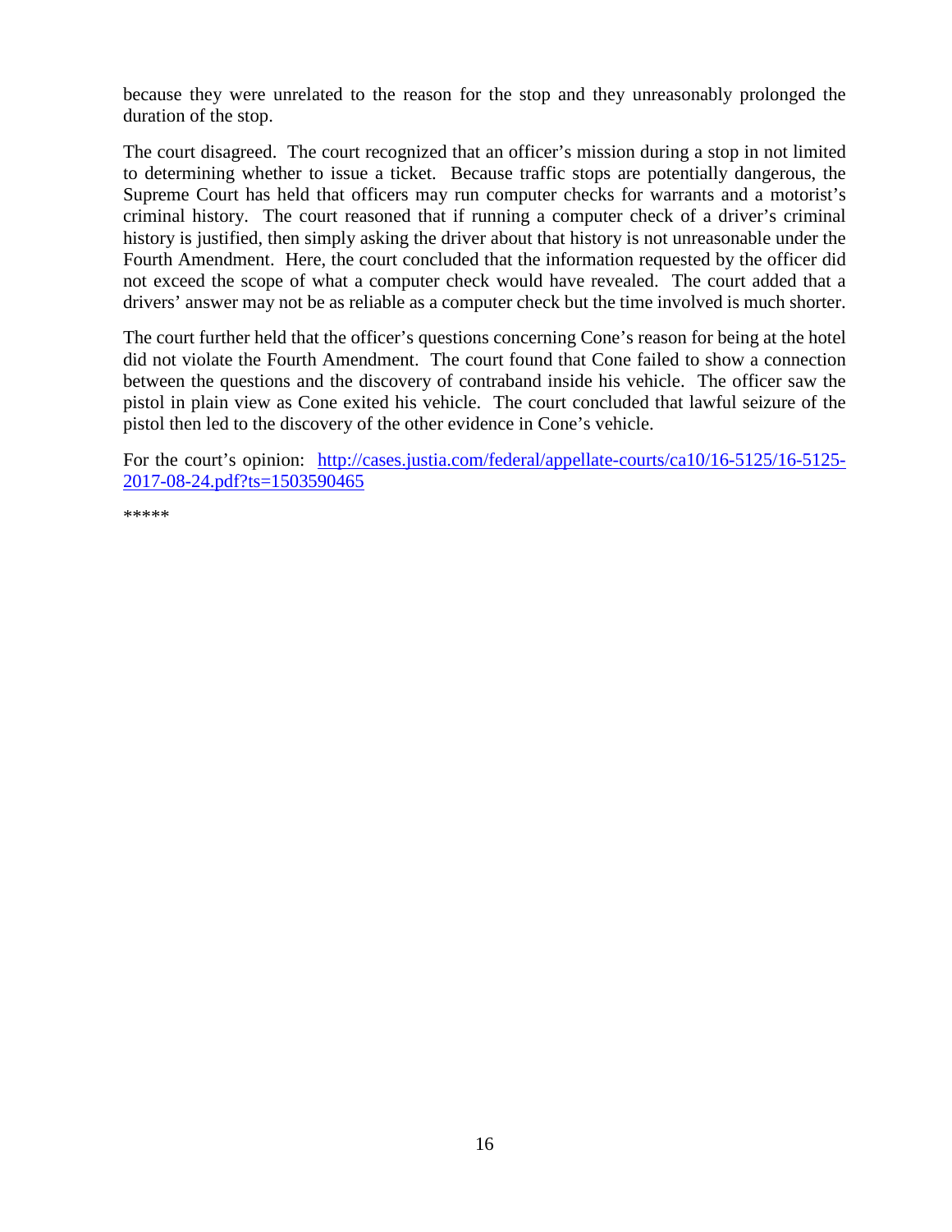because they were unrelated to the reason for the stop and they unreasonably prolonged the duration of the stop.

The court disagreed. The court recognized that an officer's mission during a stop in not limited to determining whether to issue a ticket. Because traffic stops are potentially dangerous, the Supreme Court has held that officers may run computer checks for warrants and a motorist's criminal history. The court reasoned that if running a computer check of a driver's criminal history is justified, then simply asking the driver about that history is not unreasonable under the Fourth Amendment. Here, the court concluded that the information requested by the officer did not exceed the scope of what a computer check would have revealed. The court added that a drivers' answer may not be as reliable as a computer check but the time involved is much shorter.

The court further held that the officer's questions concerning Cone's reason for being at the hotel did not violate the Fourth Amendment. The court found that Cone failed to show a connection between the questions and the discovery of contraband inside his vehicle. The officer saw the pistol in plain view as Cone exited his vehicle. The court concluded that lawful seizure of the pistol then led to the discovery of the other evidence in Cone's vehicle.

For the court's opinion: [http://cases.justia.com/federal/appellate-courts/ca10/16-5125/16-5125-2017-08-24.pdf?ts=1503590465](http://cases.justia.com/federal/appellate-courts/ca10/16-5125/16-5125-2017-08-24.pdf?ts=1503590465)

*****